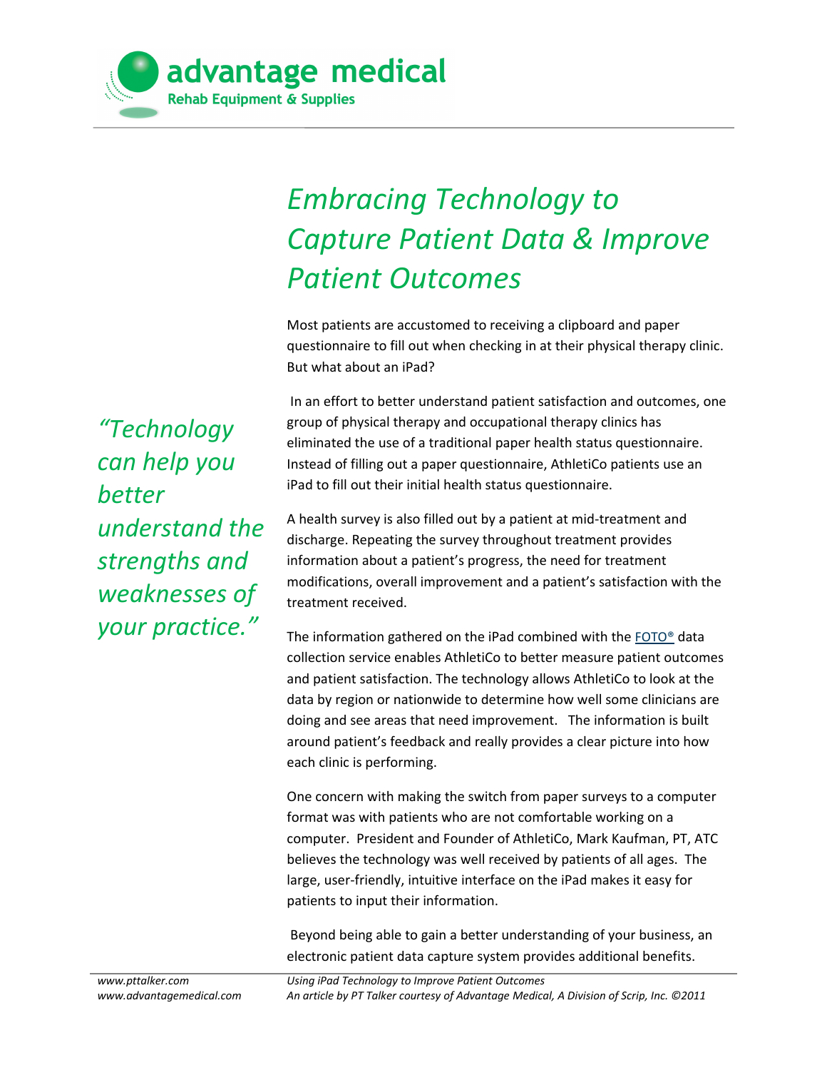# *Embracing Technology to Capture Patient Data & Improve Patient Outcomes*

Most patients are accustomed to receiving a clipboard and paper questionnaire to fill out when checking in at their physical therapy clinic. But what about an iPad?

*"Technology can help you better understand the strengths and weaknesses of your practice."*

In an effort to better understand patient satisfaction and outcomes, one group of physical therapy and occupational therapy clinics has eliminated the use of a traditional paper health status questionnaire. Instead of filling out a paper questionnaire, AthletiCo patients use an iPad to fill out their initial health status questionnaire.

A health survey is also filled out by a patient at mid-treatment and discharge. Repeating the survey throughout treatment provides information about a patient's progress, the need for treatment modifications, overall improvement and a patient's satisfaction with the treatment received.

The information gathered on the iPad combined with the FOTO® data collection service enables AthletiCo to better measure patient outcomes and patient satisfaction. The technology allows AthletiCo to look at the data by region or nationwide to determine how well some clinicians are doing and see areas that need improvement. The information is built around patient's feedback and really provides a clear picture into how each clinic is performing.

One concern with making the switch from paper surveys to a computer format was with patients who are not comfortable working on a computer. President and Founder of AthletiCo, Mark Kaufman, PT, ATC believes the technology was well received by patients of all ages. The large, user-friendly, intuitive interface on the iPad makes it easy for patients to input their information.

Beyond being able to gain a better understanding of your business, an electronic patient data capture system provides additional benefits.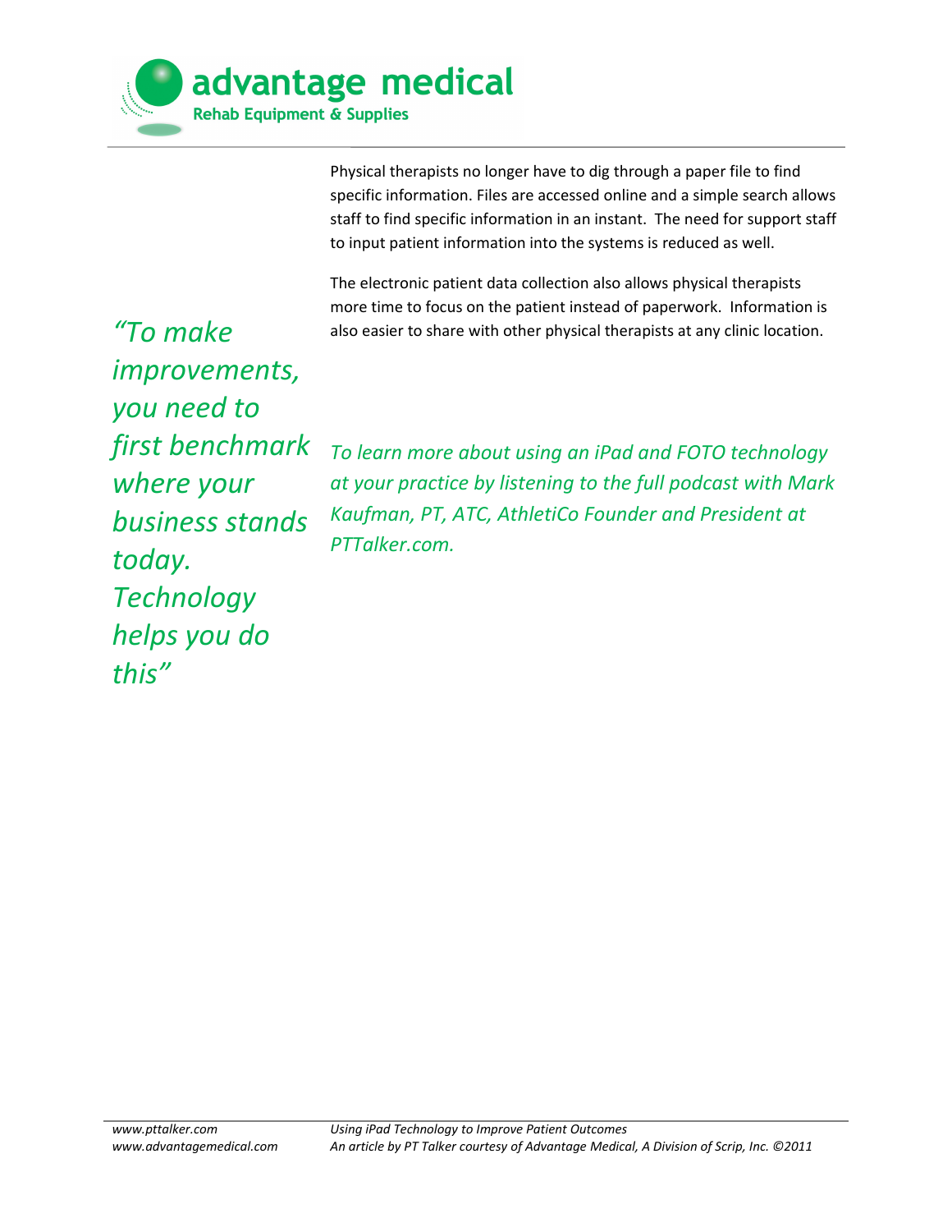Physical therapists no longer have to dig through a paper file to find specific information. Files are accessed online and a simple search allows staff to find specific information in an instant. The need for support staff to input patient information into the systems is reduced as well.

The electronic patient data collection also allows physical therapists more time to focus on the patient instead of paperwork. Information is also easier to share with other physical therapists at any clinic location.

*"To make improvements, you need to first benchmark where your business stands today. Technology helps you do this"*

*To learn more about using an iPad and FOTO technology at your practice by listening to the full podcast with Mark Kaufman, PT, ATC, AthletiCo Founder and President at PTTalker.com.*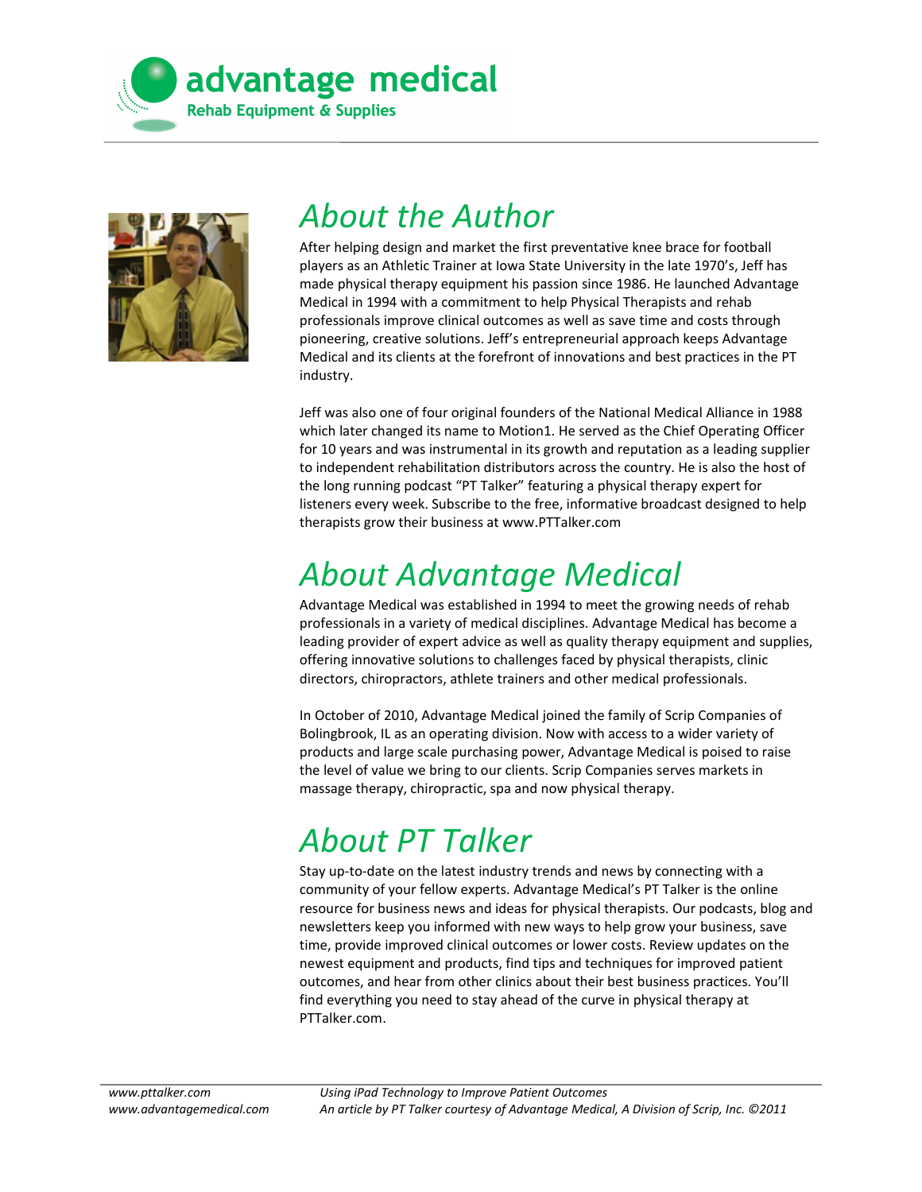## About the Author

After helping design and market the first preventative knee brace for football players as an Athletic Trainer at Iowa State University in the late 1970's, Jeff has made physical therapy equipment his passion since 1986. He launched Advantage Medical in 1994 with a commitment to help Physical Therapists and rehab professionals improve clinical outcomes as well as save time and costs through pioneering, creative solutions. Jeff's entrepreneurial approach keeps Advantage Medical and its clients at the forefront of innovations and best practices in the PT industry.

Jeff was also one of four original founders of the National Medical Alliance in 1988 which later changed its name to Motion1. He served as the Chief Operating Officer for 10 years and was instrumental in its growth and reputation as a leading supplier to independent rehabilitation distributors across the country. He is also the host of the long running podcast "PT Talker" featuring a physical therapy expert for listeners every week. Subscribe to the free, informative broadcast designed to help therapists grow their business at www.PTTalker.com

## About Advantage Medical

Advantage Medical was established in 1994 to meet the growing needs of rehab professionals in a variety of medical disciplines. Advantage Medical has become a leading provider of expert advice as well as quality therapy equipment and supplies, offering innovative solutions to challenges faced by physical therapists, clinic directors, chiropractors, athlete trainers and other medical professionals.

In October of 2010, Advantage Medical joined the family of Scrip Companies of Bolingbrook, IL as an operating division. Now with access to a wider variety of products and large scale purchasing power, Advantage Medical is poised to raise the level of value we bring to our clients. Scrip Companies serves markets in massage therapy, chiropractic, spa and now physical therapy.

## About PT Talker

Stay up-to-date on the latest industry trends and news by connecting with a community of your fellow experts. Advantage Medical's PT Talker is the online resource for business news and ideas for physical therapists. Our podcasts, blog and newsletters keep you informed with new ways to help grow your business, save time, provide improved clinical outcomes or lower costs. Review updates on the newest equipment and products, find tips and techniques for improved patient outcomes, and hear from other clinics about their best business practices. You'll find everything you need to stay ahead of the curve in physical therapy at PTTalker.com.